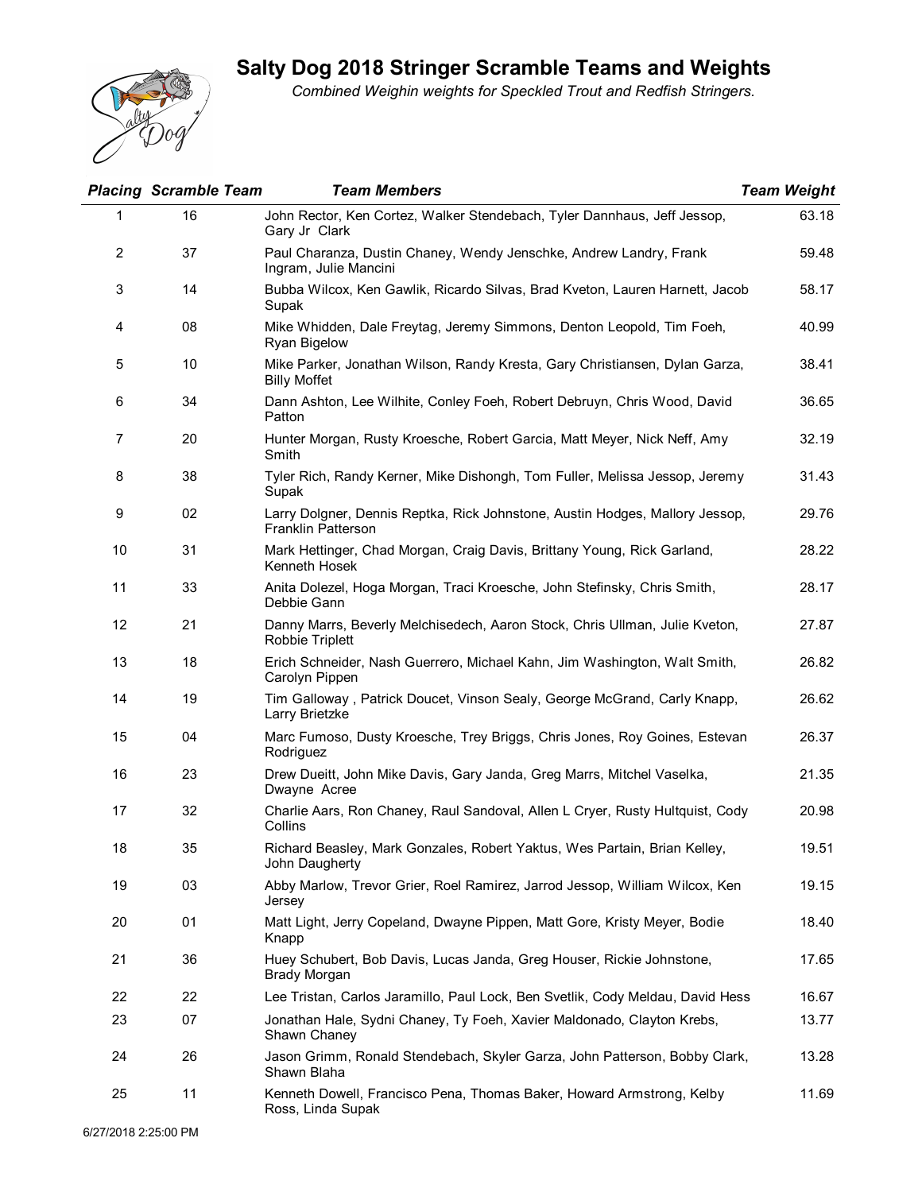# Salty Dog 2018 Stringer Scramble Teams and Weights

*Combined Weighin weights for Speckled Trout and Redfish Stringers.*

| *Placing* | *Scramble Team* | *Team Members* | *Team Weight* |
|---|---|---|---|
| 1 | 16 | John Rector, Ken Cortez, Walker Stendebach, Tyler Dannhaus, Jeff Jessop, Gary Jr Clark | 63.18 |
| 2 | 37 | Paul Charanza, Dustin Chaney, Wendy Jenschke, Andrew Landry, Frank Ingram, Julie Mancini | 59.48 |
| 3 | 14 | Bubba Wilcox, Ken Gawlik, Ricardo Silvas, Brad Kveton, Lauren Harnett, Jacob Supak | 58.17 |
| 4 | 08 | Mike Whidden, Dale Freytag, Jeremy Simmons, Denton Leopold, Tim Foeh, Ryan Bigelow | 40.99 |
| 5 | 10 | Mike Parker, Jonathan Wilson, Randy Kresta, Gary Christiansen, Dylan Garza, Billy Moffet | 38.41 |
| 6 | 34 | Dann Ashton, Lee Wilhite, Conley Foeh, Robert Debruyn, Chris Wood, David Patton | 36.65 |
| 7 | 20 | Hunter Morgan, Rusty Kroesche, Robert Garcia, Matt Meyer, Nick Neff, Amy Smith | 32.19 |
| 8 | 38 | Tyler Rich, Randy Kerner, Mike Dishongh, Tom Fuller, Melissa Jessop, Jeremy Supak | 31.43 |
| 9 | 02 | Larry Dolgner, Dennis Reptka, Rick Johnstone, Austin Hodges, Mallory Jessop, Franklin Patterson | 29.76 |
| 10 | 31 | Mark Hettinger, Chad Morgan, Craig Davis, Brittany Young, Rick Garland, Kenneth Hosek | 28.22 |
| 11 | 33 | Anita Dolezel, Hoga Morgan, Traci Kroesche, John Stefinsky, Chris Smith, Debbie Gann | 28.17 |
| 12 | 21 | Danny Marrs, Beverly Melchisedech, Aaron Stock, Chris Ullman, Julie Kveton, Robbie Triplett | 27.87 |
| 13 | 18 | Erich Schneider, Nash Guerrero, Michael Kahn, Jim Washington, Walt Smith, Carolyn Pippen | 26.82 |
| 14 | 19 | Tim Galloway , Patrick Doucet, Vinson Sealy, George McGrand, Carly Knapp, Larry Brietzke | 26.62 |
| 15 | 04 | Marc Fumoso, Dusty Kroesche, Trey Briggs, Chris Jones, Roy Goines, Estevan Rodriguez | 26.37 |
| 16 | 23 | Drew Dueitt, John Mike Davis, Gary Janda, Greg Marrs, Mitchel Vaselka, Dwayne Acree | 21.35 |
| 17 | 32 | Charlie Aars, Ron Chaney, Raul Sandoval, Allen L Cryer, Rusty Hultquist, Cody Collins | 20.98 |
| 18 | 35 | Richard Beasley, Mark Gonzales, Robert Yaktus, Wes Partain, Brian Kelley, John Daugherty | 19.51 |
| 19 | 03 | Abby Marlow, Trevor Grier, Roel Ramirez, Jarrod Jessop, William Wilcox, Ken Jersey | 19.15 |
| 20 | 01 | Matt Light, Jerry Copeland, Dwayne Pippen, Matt Gore, Kristy Meyer, Bodie Knapp | 18.40 |
| 21 | 36 | Huey Schubert, Bob Davis, Lucas Janda, Greg Houser, Rickie Johnstone, Brady Morgan | 17.65 |
| 22 | 22 | Lee Tristan, Carlos Jaramillo, Paul Lock, Ben Svetlik, Cody Meldau, David Hess | 16.67 |
| 23 | 07 | Jonathan Hale, Sydni Chaney, Ty Foeh, Xavier Maldonado, Clayton Krebs, Shawn Chaney | 13.77 |
| 24 | 26 | Jason Grimm, Ronald Stendebach, Skyler Garza, John Patterson, Bobby Clark, Shawn Blaha | 13.28 |
| 25 | 11 | Kenneth Dowell, Francisco Pena, Thomas Baker, Howard Armstrong, Kelby Ross, Linda Supak | 11.69 |

6/27/2018 2:25:00 PM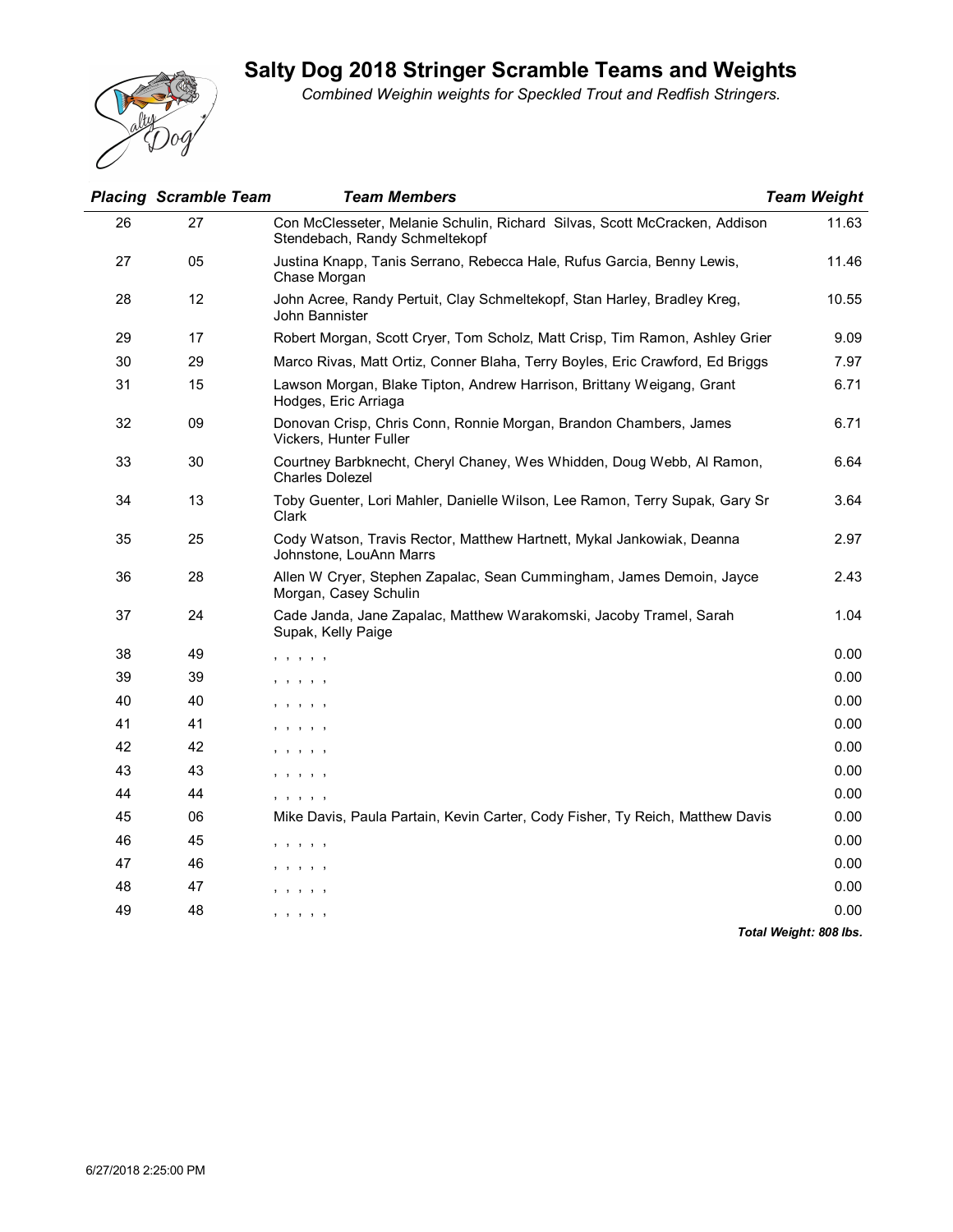# Salty Dog 2018 Stringer Scramble Teams and Weights

*Combined Weighin weights for Speckled Trout and Redfish Stringers.*

| *Placing* | *Scramble Team* | *Team Members* | *Team Weight* |
|---|---|---|---|
| 26 | 27 | Con McClesseter, Melanie Schulin, Richard Silvas, Scott McCracken, Addison Stendebach, Randy Schmeltekopf | 11.63 |
| 27 | 05 | Justina Knapp, Tanis Serrano, Rebecca Hale, Rufus Garcia, Benny Lewis, Chase Morgan | 11.46 |
| 28 | 12 | John Acree, Randy Pertuit, Clay Schmeltekopf, Stan Harley, Bradley Kreg, John Bannister | 10.55 |
| 29 | 17 | Robert Morgan, Scott Cryer, Tom Scholz, Matt Crisp, Tim Ramon, Ashley Grier | 9.09 |
| 30 | 29 | Marco Rivas, Matt Ortiz, Conner Blaha, Terry Boyles, Eric Crawford, Ed Briggs | 7.97 |
| 31 | 15 | Lawson Morgan, Blake Tipton, Andrew Harrison, Brittany Weigang, Grant Hodges, Eric Arriaga | 6.71 |
| 32 | 09 | Donovan Crisp, Chris Conn, Ronnie Morgan, Brandon Chambers, James Vickers, Hunter Fuller | 6.71 |
| 33 | 30 | Courtney Barbknecht, Cheryl Chaney, Wes Whidden, Doug Webb, Al Ramon, Charles Dolezel | 6.64 |
| 34 | 13 | Toby Guenter, Lori Mahler, Danielle Wilson, Lee Ramon, Terry Supak, Gary Sr Clark | 3.64 |
| 35 | 25 | Cody Watson, Travis Rector, Matthew Hartnett, Mykal Jankowiak, Deanna Johnstone, LouAnn Marrs | 2.97 |
| 36 | 28 | Allen W Cryer, Stephen Zapalac, Sean Cummingham, James Demoin, Jayce Morgan, Casey Schulin | 2.43 |
| 37 | 24 | Cade Janda, Jane Zapalac, Matthew Warakomski, Jacoby Tramel, Sarah Supak, Kelly Paige | 1.04 |
| 38 | 49 | , , , , , | 0.00 |
| 39 | 39 | , , , , , | 0.00 |
| 40 | 40 | , , , , , | 0.00 |
| 41 | 41 | , , , , , | 0.00 |
| 42 | 42 | , , , , , | 0.00 |
| 43 | 43 | , , , , , | 0.00 |
| 44 | 44 | , , , , , | 0.00 |
| 45 | 06 | Mike Davis, Paula Partain, Kevin Carter, Cody Fisher, Ty Reich, Matthew Davis | 0.00 |
| 46 | 45 | , , , , , | 0.00 |
| 47 | 46 | , , , , , | 0.00 |
| 48 | 47 | , , , , , | 0.00 |
| 49 | 48 | , , , , , | 0.00 |

***Total Weight: 808 lbs.***

6/27/2018 2:25:00 PM